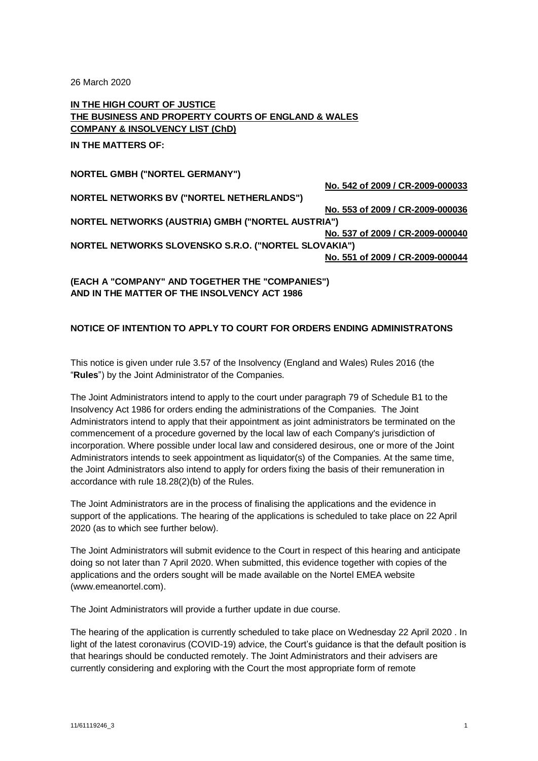26 March 2020

**IN THE HIGH COURT OF JUSTICE**
**THE BUSINESS AND PROPERTY COURTS OF ENGLAND & WALES**
**COMPANY & INSOLVENCY LIST (ChD)**

**IN THE MATTERS OF:**

**NORTEL GMBH ("NORTEL GERMANY")**

**No. 542 of 2009 / CR-2009-000033**

**NORTEL NETWORKS BV ("NORTEL NETHERLANDS")**

**No. 553 of 2009 / CR-2009-000036**

**NORTEL NETWORKS (AUSTRIA) GMBH ("NORTEL AUSTRIA")**

**No. 537 of 2009 / CR-2009-000040**

**NORTEL NETWORKS SLOVENSKO S.R.O. ("NORTEL SLOVAKIA")**

**No. 551 of 2009 / CR-2009-000044**

**(EACH A "COMPANY" AND TOGETHER THE "COMPANIES")**
**AND IN THE MATTER OF THE INSOLVENCY ACT 1986**

**NOTICE OF INTENTION TO APPLY TO COURT FOR ORDERS ENDING ADMINISTRATONS**

This notice is given under rule 3.57 of the Insolvency (England and Wales) Rules 2016 (the "**Rules**") by the Joint Administrator of the Companies.

The Joint Administrators intend to apply to the court under paragraph 79 of Schedule B1 to the Insolvency Act 1986 for orders ending the administrations of the Companies. The Joint Administrators intend to apply that their appointment as joint administrators be terminated on the commencement of a procedure governed by the local law of each Company's jurisdiction of incorporation. Where possible under local law and considered desirous, one or more of the Joint Administrators intends to seek appointment as liquidator(s) of the Companies. At the same time, the Joint Administrators also intend to apply for orders fixing the basis of their remuneration in accordance with rule 18.28(2)(b) of the Rules.

The Joint Administrators are in the process of finalising the applications and the evidence in support of the applications. The hearing of the applications is scheduled to take place on 22 April 2020 (as to which see further below).

The Joint Administrators will submit evidence to the Court in respect of this hearing and anticipate doing so not later than 7 April 2020. When submitted, this evidence together with copies of the applications and the orders sought will be made available on the Nortel EMEA website (www.emeanortel.com).

The Joint Administrators will provide a further update in due course.

The hearing of the application is currently scheduled to take place on Wednesday 22 April 2020 . In light of the latest coronavirus (COVID-19) advice, the Court's guidance is that the default position is that hearings should be conducted remotely. The Joint Administrators and their advisers are currently considering and exploring with the Court the most appropriate form of remote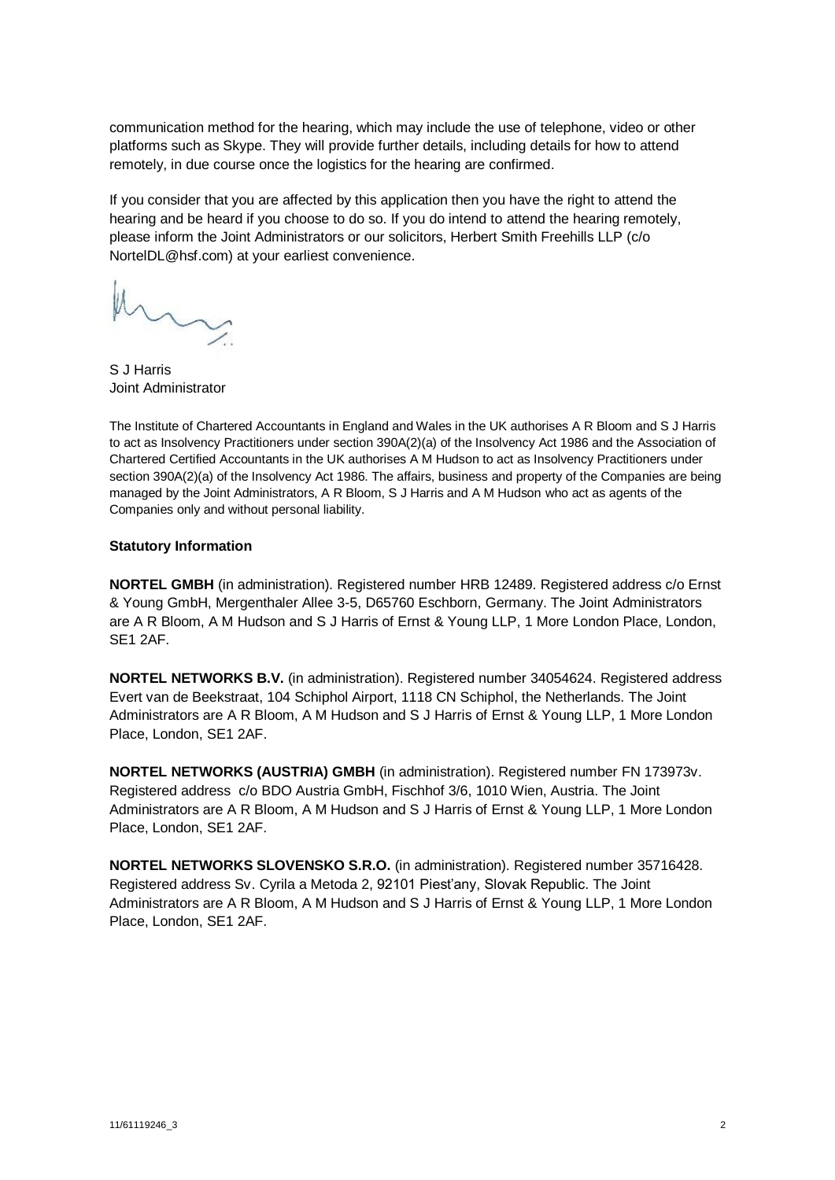communication method for the hearing, which may include the use of telephone, video or other platforms such as Skype. They will provide further details, including details for how to attend remotely, in due course once the logistics for the hearing are confirmed.

If you consider that you are affected by this application then you have the right to attend the hearing and be heard if you choose to do so. If you do intend to attend the hearing remotely, please inform the Joint Administrators or our solicitors, Herbert Smith Freehills LLP (c/o NortelDL@hsf.com) at your earliest convenience.

S J Harris
Joint Administrator

The Institute of Chartered Accountants in England and Wales in the UK authorises A R Bloom and S J Harris to act as Insolvency Practitioners under section 390A(2)(a) of the Insolvency Act 1986 and the Association of Chartered Certified Accountants in the UK authorises A M Hudson to act as Insolvency Practitioners under section 390A(2)(a) of the Insolvency Act 1986. The affairs, business and property of the Companies are being managed by the Joint Administrators, A R Bloom, S J Harris and A M Hudson who act as agents of the Companies only and without personal liability.

**Statutory Information**

**NORTEL GMBH** (in administration). Registered number HRB 12489. Registered address c/o Ernst & Young GmbH, Mergenthaler Allee 3-5, D65760 Eschborn, Germany. The Joint Administrators are A R Bloom, A M Hudson and S J Harris of Ernst & Young LLP, 1 More London Place, London, SE1 2AF.

**NORTEL NETWORKS B.V.** (in administration). Registered number 34054624. Registered address Evert van de Beekstraat, 104 Schiphol Airport, 1118 CN Schiphol, the Netherlands. The Joint Administrators are A R Bloom, A M Hudson and S J Harris of Ernst & Young LLP, 1 More London Place, London, SE1 2AF.

**NORTEL NETWORKS (AUSTRIA) GMBH** (in administration). Registered number FN 173973v. Registered address c/o BDO Austria GmbH, Fischhof 3/6, 1010 Wien, Austria. The Joint Administrators are A R Bloom, A M Hudson and S J Harris of Ernst & Young LLP, 1 More London Place, London, SE1 2AF.

**NORTEL NETWORKS SLOVENSKO S.R.O.** (in administration). Registered number 35716428. Registered address Sv. Cyrila a Metoda 2, 92101 Piest'any, Slovak Republic. The Joint Administrators are A R Bloom, A M Hudson and S J Harris of Ernst & Young LLP, 1 More London Place, London, SE1 2AF.